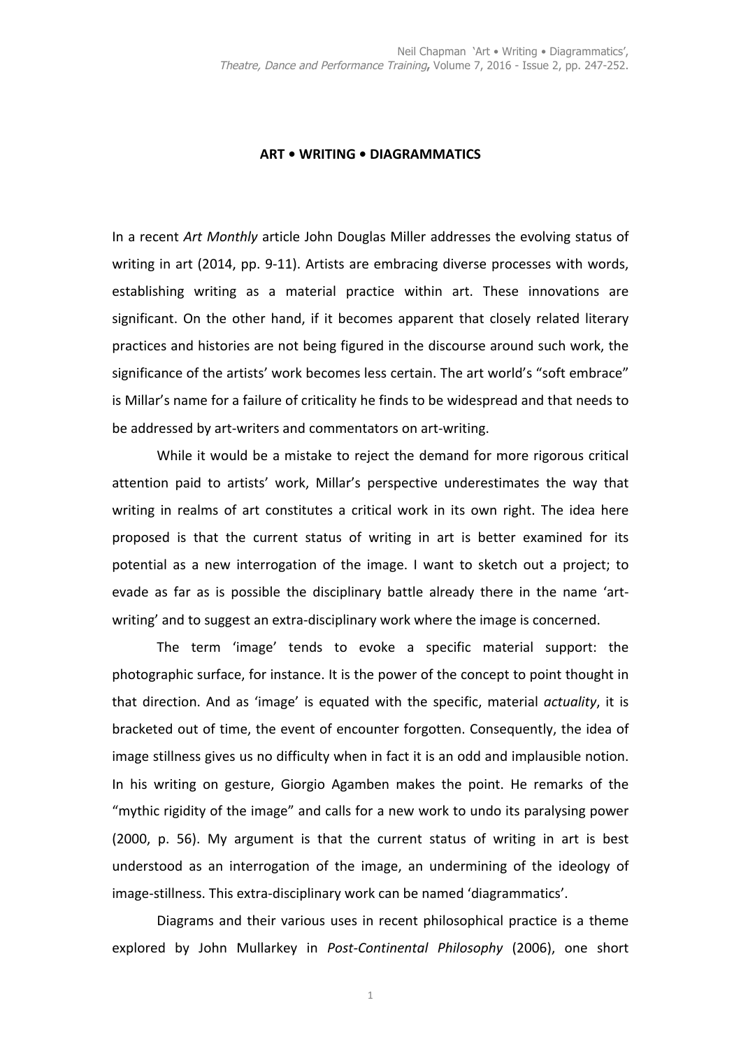# ART • WRITING • DIAGRAMMATICS

In a recent *Art Monthly* article John Douglas Miller addresses the evolving status of writing in art (2014, pp. 9-11). Artists are embracing diverse processes with words, establishing writing as a material practice within art. These innovations are significant. On the other hand, if it becomes apparent that closely related literary practices and histories are not being figured in the discourse around such work, the significance of the artists' work becomes less certain. The art world's "soft embrace" is Millar's name for a failure of criticality he finds to be widespread and that needs to be addressed by art-writers and commentators on art-writing.

While it would be a mistake to reject the demand for more rigorous critical attention paid to artists' work, Millar's perspective underestimates the way that writing in realms of art constitutes a critical work in its own right. The idea here proposed is that the current status of writing in art is better examined for its potential as a new interrogation of the image. I want to sketch out a project; to evade as far as is possible the disciplinary battle already there in the name 'art-writing' and to suggest an extra-disciplinary work where the image is concerned.

The term 'image' tends to evoke a specific material support: the photographic surface, for instance. It is the power of the concept to point thought in that direction. And as 'image' is equated with the specific, material *actuality*, it is bracketed out of time, the event of encounter forgotten. Consequently, the idea of image stillness gives us no difficulty when in fact it is an odd and implausible notion. In his writing on gesture, Giorgio Agamben makes the point. He remarks of the "mythic rigidity of the image" and calls for a new work to undo its paralysing power (2000, p. 56). My argument is that the current status of writing in art is best understood as an interrogation of the image, an undermining of the ideology of image-stillness. This extra-disciplinary work can be named 'diagrammatics'.

Diagrams and their various uses in recent philosophical practice is a theme explored by John Mullarkey in *Post-Continental Philosophy* (2006), one short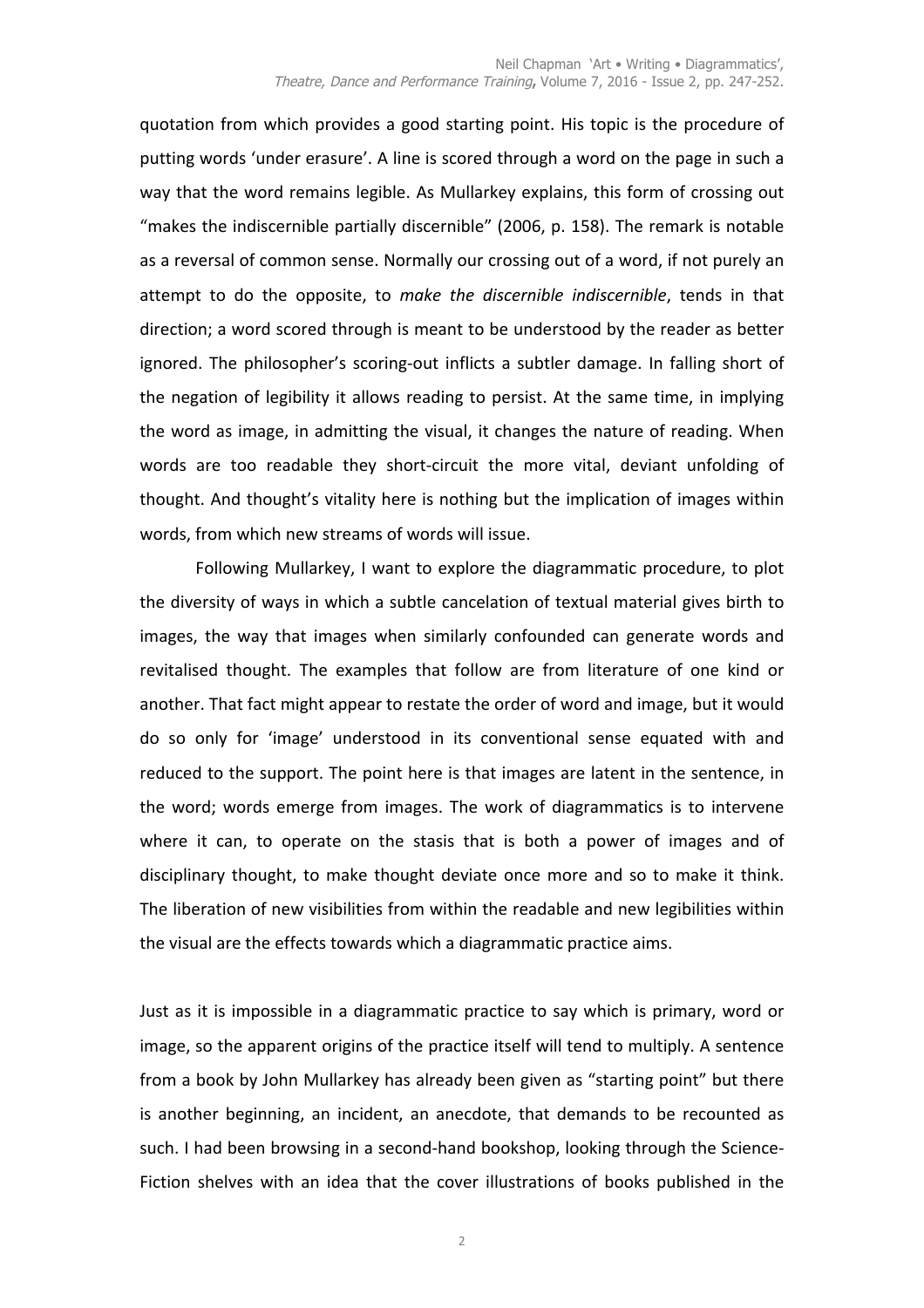quotation from which provides a good starting point. His topic is the procedure of putting words 'under erasure'. A line is scored through a word on the page in such a way that the word remains legible. As Mullarkey explains, this form of crossing out "makes the indiscernible partially discernible" (2006, p. 158). The remark is notable as a reversal of common sense. Normally our crossing out of a word, if not purely an attempt to do the opposite, to *make the discernible indiscernible*, tends in that direction; a word scored through is meant to be understood by the reader as better ignored. The philosopher's scoring-out inflicts a subtler damage. In falling short of the negation of legibility it allows reading to persist. At the same time, in implying the word as image, in admitting the visual, it changes the nature of reading. When words are too readable they short-circuit the more vital, deviant unfolding of thought. And thought's vitality here is nothing but the implication of images within words, from which new streams of words will issue.

Following Mullarkey, I want to explore the diagrammatic procedure, to plot the diversity of ways in which a subtle cancelation of textual material gives birth to images, the way that images when similarly confounded can generate words and revitalised thought. The examples that follow are from literature of one kind or another. That fact might appear to restate the order of word and image, but it would do so only for 'image' understood in its conventional sense equated with and reduced to the support. The point here is that images are latent in the sentence, in the word; words emerge from images. The work of diagrammatics is to intervene where it can, to operate on the stasis that is both a power of images and of disciplinary thought, to make thought deviate once more and so to make it think. The liberation of new visibilities from within the readable and new legibilities within the visual are the effects towards which a diagrammatic practice aims.

Just as it is impossible in a diagrammatic practice to say which is primary, word or image, so the apparent origins of the practice itself will tend to multiply. A sentence from a book by John Mullarkey has already been given as "starting point" but there is another beginning, an incident, an anecdote, that demands to be recounted as such. I had been browsing in a second-hand bookshop, looking through the Science-Fiction shelves with an idea that the cover illustrations of books published in the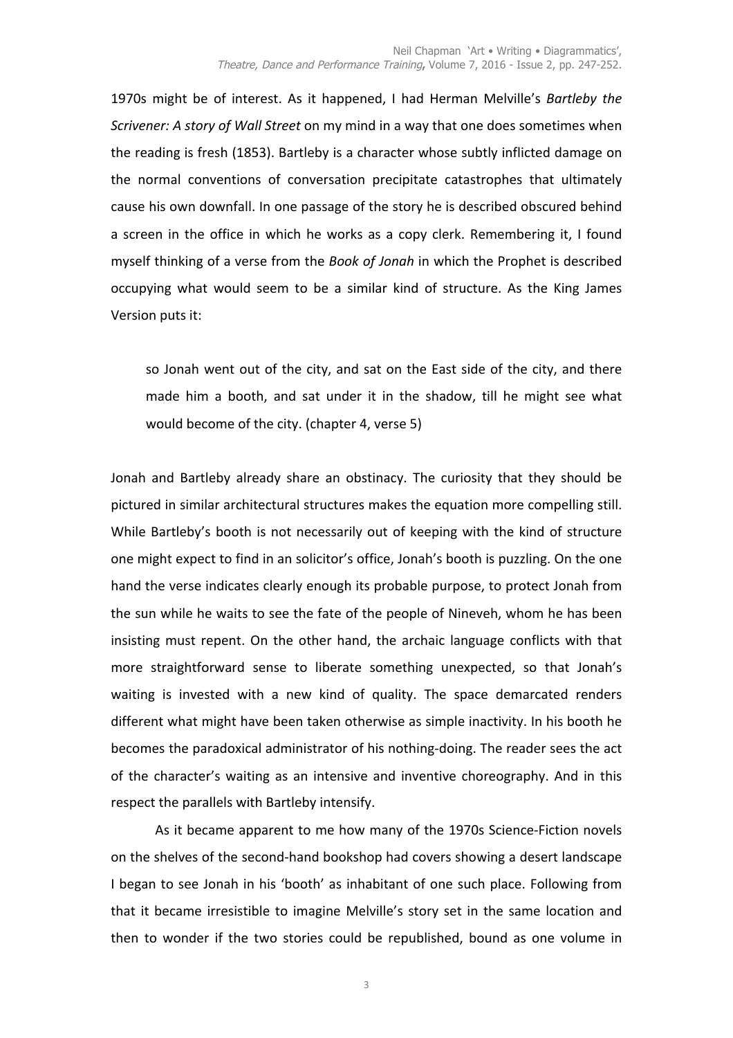1970s might be of interest. As it happened, I had Herman Melville's *Bartleby the Scrivener: A story of Wall Street* on my mind in a way that one does sometimes when the reading is fresh (1853). Bartleby is a character whose subtly inflicted damage on the normal conventions of conversation precipitate catastrophes that ultimately cause his own downfall. In one passage of the story he is described obscured behind a screen in the office in which he works as a copy clerk. Remembering it, I found myself thinking of a verse from the *Book of Jonah* in which the Prophet is described occupying what would seem to be a similar kind of structure. As the King James Version puts it:

> so Jonah went out of the city, and sat on the East side of the city, and there made him a booth, and sat under it in the shadow, till he might see what would become of the city. (chapter 4, verse 5)

Jonah and Bartleby already share an obstinacy. The curiosity that they should be pictured in similar architectural structures makes the equation more compelling still. While Bartleby's booth is not necessarily out of keeping with the kind of structure one might expect to find in an solicitor's office, Jonah's booth is puzzling. On the one hand the verse indicates clearly enough its probable purpose, to protect Jonah from the sun while he waits to see the fate of the people of Nineveh, whom he has been insisting must repent. On the other hand, the archaic language conflicts with that more straightforward sense to liberate something unexpected, so that Jonah's waiting is invested with a new kind of quality. The space demarcated renders different what might have been taken otherwise as simple inactivity. In his booth he becomes the paradoxical administrator of his nothing-doing. The reader sees the act of the character's waiting as an intensive and inventive choreography. And in this respect the parallels with Bartleby intensify.

As it became apparent to me how many of the 1970s Science-Fiction novels on the shelves of the second-hand bookshop had covers showing a desert landscape I began to see Jonah in his 'booth' as inhabitant of one such place. Following from that it became irresistible to imagine Melville's story set in the same location and then to wonder if the two stories could be republished, bound as one volume in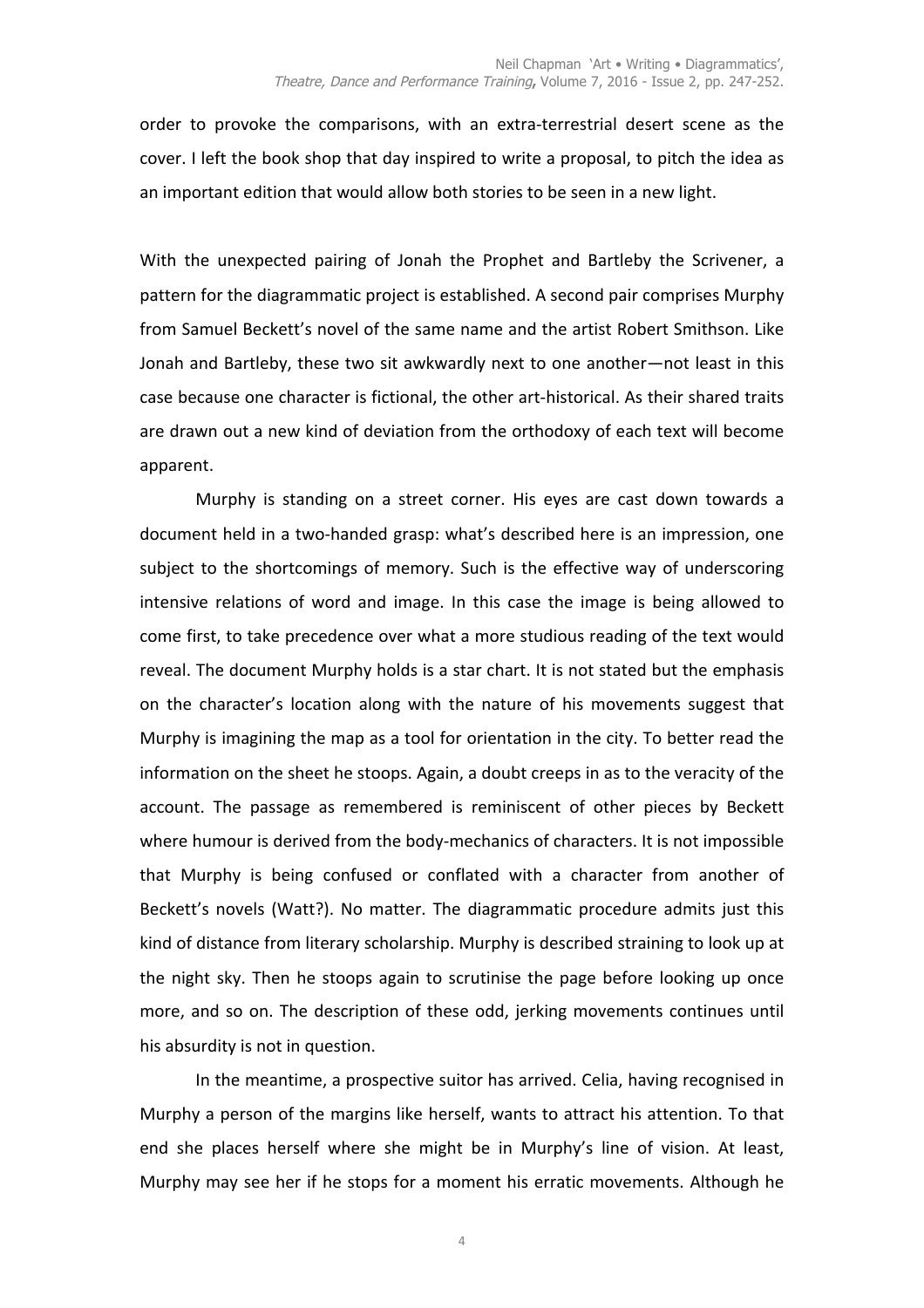order to provoke the comparisons, with an extra-terrestrial desert scene as the cover. I left the book shop that day inspired to write a proposal, to pitch the idea as an important edition that would allow both stories to be seen in a new light.

With the unexpected pairing of Jonah the Prophet and Bartleby the Scrivener, a pattern for the diagrammatic project is established. A second pair comprises Murphy from Samuel Beckett's novel of the same name and the artist Robert Smithson. Like Jonah and Bartleby, these two sit awkwardly next to one another—not least in this case because one character is fictional, the other art-historical. As their shared traits are drawn out a new kind of deviation from the orthodoxy of each text will become apparent.

Murphy is standing on a street corner. His eyes are cast down towards a document held in a two-handed grasp: what's described here is an impression, one subject to the shortcomings of memory. Such is the effective way of underscoring intensive relations of word and image. In this case the image is being allowed to come first, to take precedence over what a more studious reading of the text would reveal. The document Murphy holds is a star chart. It is not stated but the emphasis on the character's location along with the nature of his movements suggest that Murphy is imagining the map as a tool for orientation in the city. To better read the information on the sheet he stoops. Again, a doubt creeps in as to the veracity of the account. The passage as remembered is reminiscent of other pieces by Beckett where humour is derived from the body-mechanics of characters. It is not impossible that Murphy is being confused or conflated with a character from another of Beckett's novels (Watt?). No matter. The diagrammatic procedure admits just this kind of distance from literary scholarship. Murphy is described straining to look up at the night sky. Then he stoops again to scrutinise the page before looking up once more, and so on. The description of these odd, jerking movements continues until his absurdity is not in question.

In the meantime, a prospective suitor has arrived. Celia, having recognised in Murphy a person of the margins like herself, wants to attract his attention. To that end she places herself where she might be in Murphy's line of vision. At least, Murphy may see her if he stops for a moment his erratic movements. Although he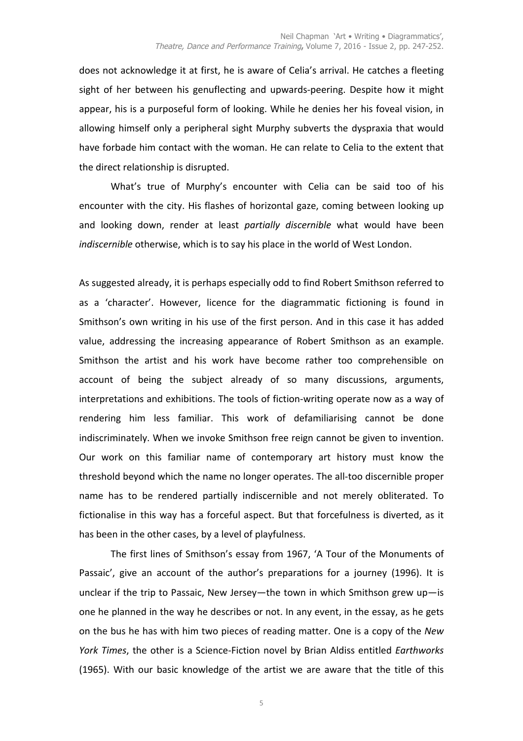does not acknowledge it at first, he is aware of Celia's arrival. He catches a fleeting sight of her between his genuflecting and upwards-peering. Despite how it might appear, his is a purposeful form of looking. While he denies her his foveal vision, in allowing himself only a peripheral sight Murphy subverts the dyspraxia that would have forbade him contact with the woman. He can relate to Celia to the extent that the direct relationship is disrupted.

What's true of Murphy's encounter with Celia can be said too of his encounter with the city. His flashes of horizontal gaze, coming between looking up and looking down, render at least *partially discernible* what would have been *indiscernible* otherwise, which is to say his place in the world of West London.

As suggested already, it is perhaps especially odd to find Robert Smithson referred to as a 'character'. However, licence for the diagrammatic fictioning is found in Smithson's own writing in his use of the first person. And in this case it has added value, addressing the increasing appearance of Robert Smithson as an example. Smithson the artist and his work have become rather too comprehensible on account of being the subject already of so many discussions, arguments, interpretations and exhibitions. The tools of fiction-writing operate now as a way of rendering him less familiar. This work of defamiliarising cannot be done indiscriminately. When we invoke Smithson free reign cannot be given to invention. Our work on this familiar name of contemporary art history must know the threshold beyond which the name no longer operates. The all-too discernible proper name has to be rendered partially indiscernible and not merely obliterated. To fictionalise in this way has a forceful aspect. But that forcefulness is diverted, as it has been in the other cases, by a level of playfulness.

The first lines of Smithson's essay from 1967, 'A Tour of the Monuments of Passaic', give an account of the author's preparations for a journey (1996). It is unclear if the trip to Passaic, New Jersey—the town in which Smithson grew up—is one he planned in the way he describes or not. In any event, in the essay, as he gets on the bus he has with him two pieces of reading matter. One is a copy of the *New York Times*, the other is a Science-Fiction novel by Brian Aldiss entitled *Earthworks* (1965). With our basic knowledge of the artist we are aware that the title of this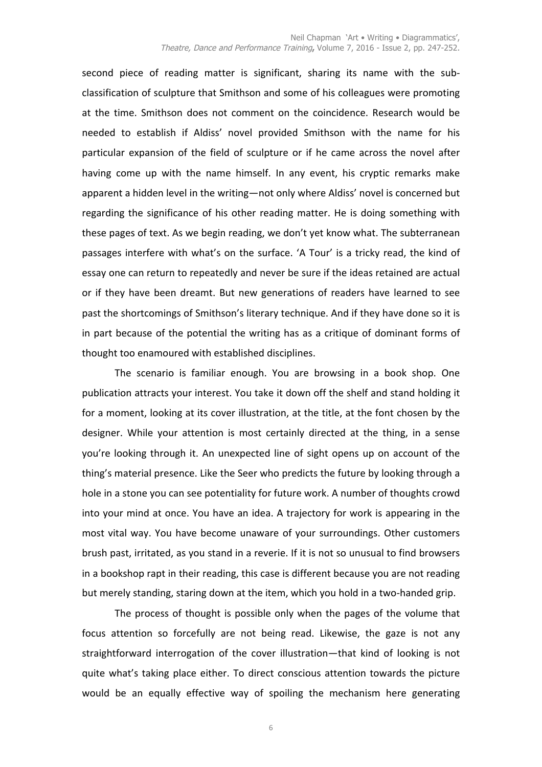second piece of reading matter is significant, sharing its name with the sub-classification of sculpture that Smithson and some of his colleagues were promoting at the time. Smithson does not comment on the coincidence. Research would be needed to establish if Aldiss' novel provided Smithson with the name for his particular expansion of the field of sculpture or if he came across the novel after having come up with the name himself. In any event, his cryptic remarks make apparent a hidden level in the writing—not only where Aldiss' novel is concerned but regarding the significance of his other reading matter. He is doing something with these pages of text. As we begin reading, we don't yet know what. The subterranean passages interfere with what's on the surface. 'A Tour' is a tricky read, the kind of essay one can return to repeatedly and never be sure if the ideas retained are actual or if they have been dreamt. But new generations of readers have learned to see past the shortcomings of Smithson's literary technique. And if they have done so it is in part because of the potential the writing has as a critique of dominant forms of thought too enamoured with established disciplines.

The scenario is familiar enough. You are browsing in a book shop. One publication attracts your interest. You take it down off the shelf and stand holding it for a moment, looking at its cover illustration, at the title, at the font chosen by the designer. While your attention is most certainly directed at the thing, in a sense you're looking through it. An unexpected line of sight opens up on account of the thing's material presence. Like the Seer who predicts the future by looking through a hole in a stone you can see potentiality for future work. A number of thoughts crowd into your mind at once. You have an idea. A trajectory for work is appearing in the most vital way. You have become unaware of your surroundings. Other customers brush past, irritated, as you stand in a reverie. If it is not so unusual to find browsers in a bookshop rapt in their reading, this case is different because you are not reading but merely standing, staring down at the item, which you hold in a two-handed grip.

The process of thought is possible only when the pages of the volume that focus attention so forcefully are not being read. Likewise, the gaze is not any straightforward interrogation of the cover illustration—that kind of looking is not quite what's taking place either. To direct conscious attention towards the picture would be an equally effective way of spoiling the mechanism here generating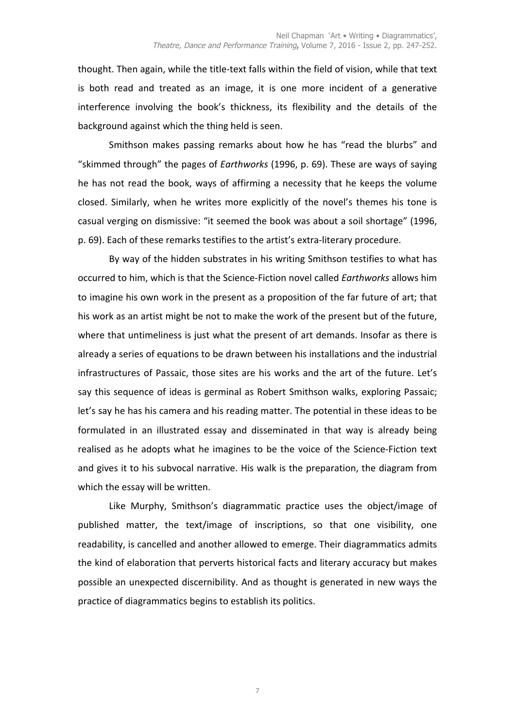thought. Then again, while the title-text falls within the field of vision, while that text is both read and treated as an image, it is one more incident of a generative interference involving the book's thickness, its flexibility and the details of the background against which the thing held is seen.

Smithson makes passing remarks about how he has "read the blurbs" and "skimmed through" the pages of *Earthworks* (1996, p. 69). These are ways of saying he has not read the book, ways of affirming a necessity that he keeps the volume closed. Similarly, when he writes more explicitly of the novel's themes his tone is casual verging on dismissive: "it seemed the book was about a soil shortage" (1996, p. 69). Each of these remarks testifies to the artist's extra-literary procedure.

By way of the hidden substrates in his writing Smithson testifies to what has occurred to him, which is that the Science-Fiction novel called *Earthworks* allows him to imagine his own work in the present as a proposition of the far future of art; that his work as an artist might be not to make the work of the present but of the future, where that untimeliness is just what the present of art demands. Insofar as there is already a series of equations to be drawn between his installations and the industrial infrastructures of Passaic, those sites are his works and the art of the future. Let's say this sequence of ideas is germinal as Robert Smithson walks, exploring Passaic; let's say he has his camera and his reading matter. The potential in these ideas to be formulated in an illustrated essay and disseminated in that way is already being realised as he adopts what he imagines to be the voice of the Science-Fiction text and gives it to his subvocal narrative. His walk is the preparation, the diagram from which the essay will be written.

Like Murphy, Smithson's diagrammatic practice uses the object/image of published matter, the text/image of inscriptions, so that one visibility, one readability, is cancelled and another allowed to emerge. Their diagrammatics admits the kind of elaboration that perverts historical facts and literary accuracy but makes possible an unexpected discernibility. And as thought is generated in new ways the practice of diagrammatics begins to establish its politics.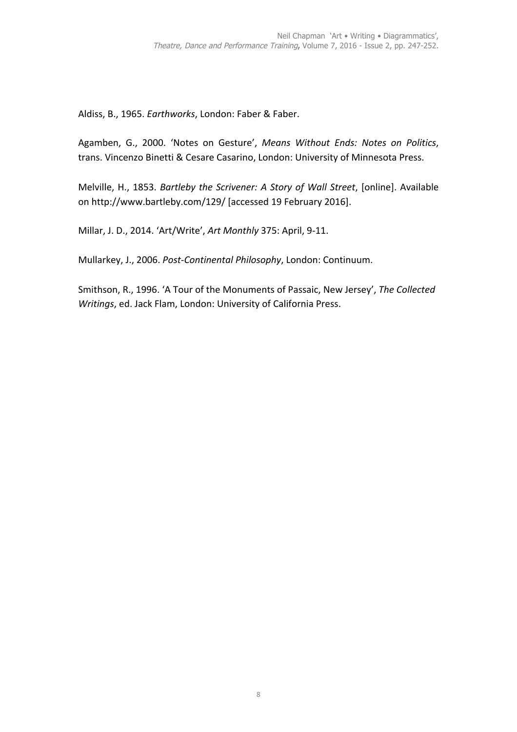Aldiss, B., 1965. *Earthworks*, London: Faber & Faber.

Agamben, G., 2000. 'Notes on Gesture', *Means Without Ends: Notes on Politics*, trans. Vincenzo Binetti & Cesare Casarino, London: University of Minnesota Press.

Melville, H., 1853. *Bartleby the Scrivener: A Story of Wall Street*, [online]. Available on http://www.bartleby.com/129/ [accessed 19 February 2016].

Millar, J. D., 2014. 'Art/Write', *Art Monthly* 375: April, 9-11.

Mullarkey, J., 2006. *Post-Continental Philosophy*, London: Continuum.

Smithson, R., 1996. 'A Tour of the Monuments of Passaic, New Jersey', *The Collected Writings*, ed. Jack Flam, London: University of California Press.